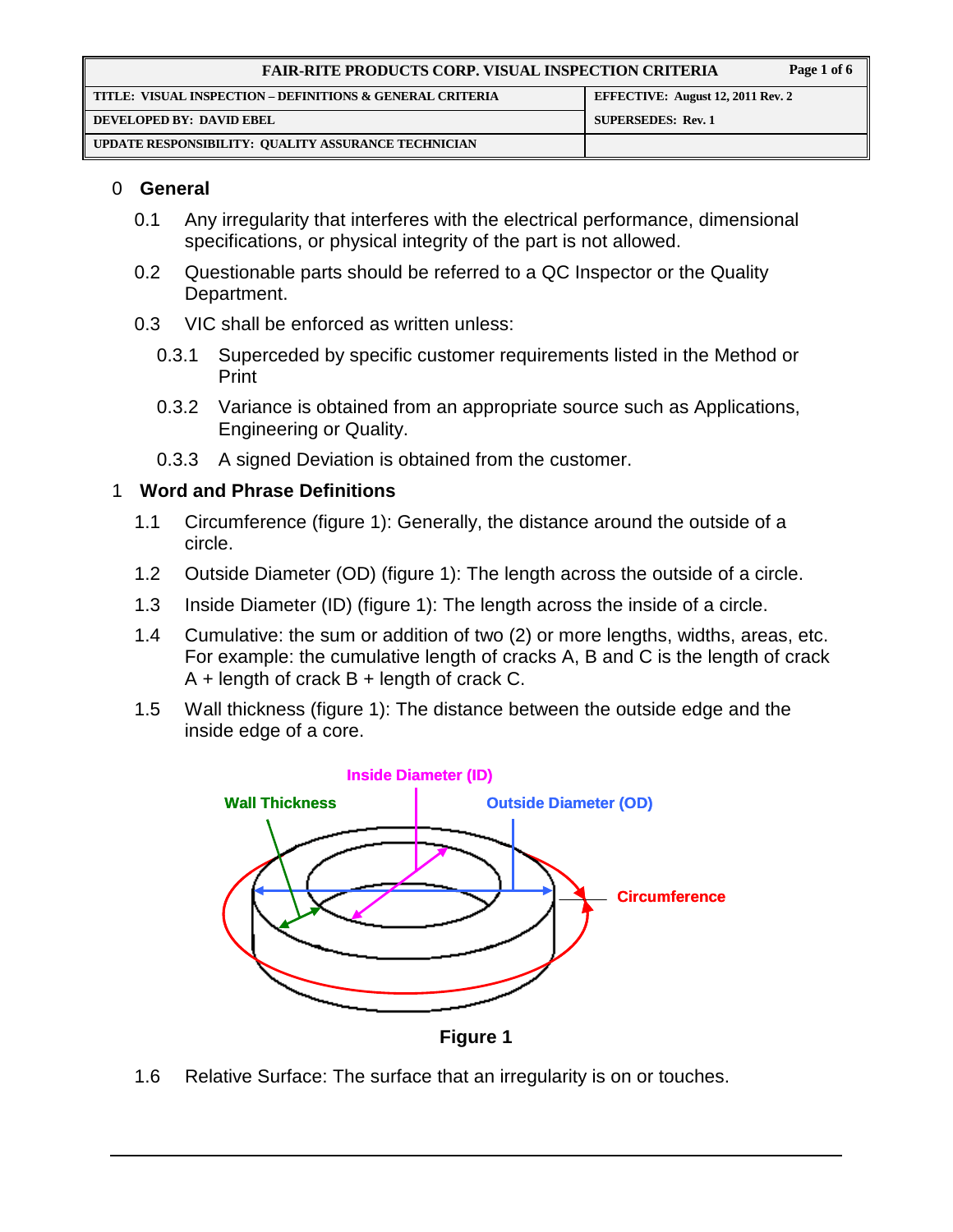| FAIR-RITE PRODUCTS CORP. VISUAL INSPECTION CRITERIA | |
|---|---|
| TITLE: VISUAL INSPECTION – DEFINITIONS & GENERAL CRITERIA | EFFECTIVE: August 12, 2011 Rev. 2 |
| DEVELOPED BY: DAVID EBEL | SUPERSEDES: Rev. 1 |
| UPDATE RESPONSIBILITY: QUALITY ASSURANCE TECHNICIAN | |

## 0 General

0.1 Any irregularity that interferes with the electrical performance, dimensional specifications, or physical integrity of the part is not allowed.

0.2 Questionable parts should be referred to a QC Inspector or the Quality Department.

0.3 VIC shall be enforced as written unless:

0.3.1 Superceded by specific customer requirements listed in the Method or Print

0.3.2 Variance is obtained from an appropriate source such as Applications, Engineering or Quality.

0.3.3 A signed Deviation is obtained from the customer.

## 1 Word and Phrase Definitions

1.1 Circumference (figure 1): Generally, the distance around the outside of a circle.

1.2 Outside Diameter (OD) (figure 1): The length across the outside of a circle.

1.3 Inside Diameter (ID) (figure 1): The length across the inside of a circle.

1.4 Cumulative: the sum or addition of two (2) or more lengths, widths, areas, etc. For example: the cumulative length of cracks A, B and C is the length of crack A + length of crack B + length of crack C.

1.5 Wall thickness (figure 1): The distance between the outside edge and the inside edge of a core.

Inside Diameter (ID) | Wall Thickness | Outside Diameter (OD) | Circumference

**Figure 1**

1.6 Relative Surface: The surface that an irregularity is on or touches.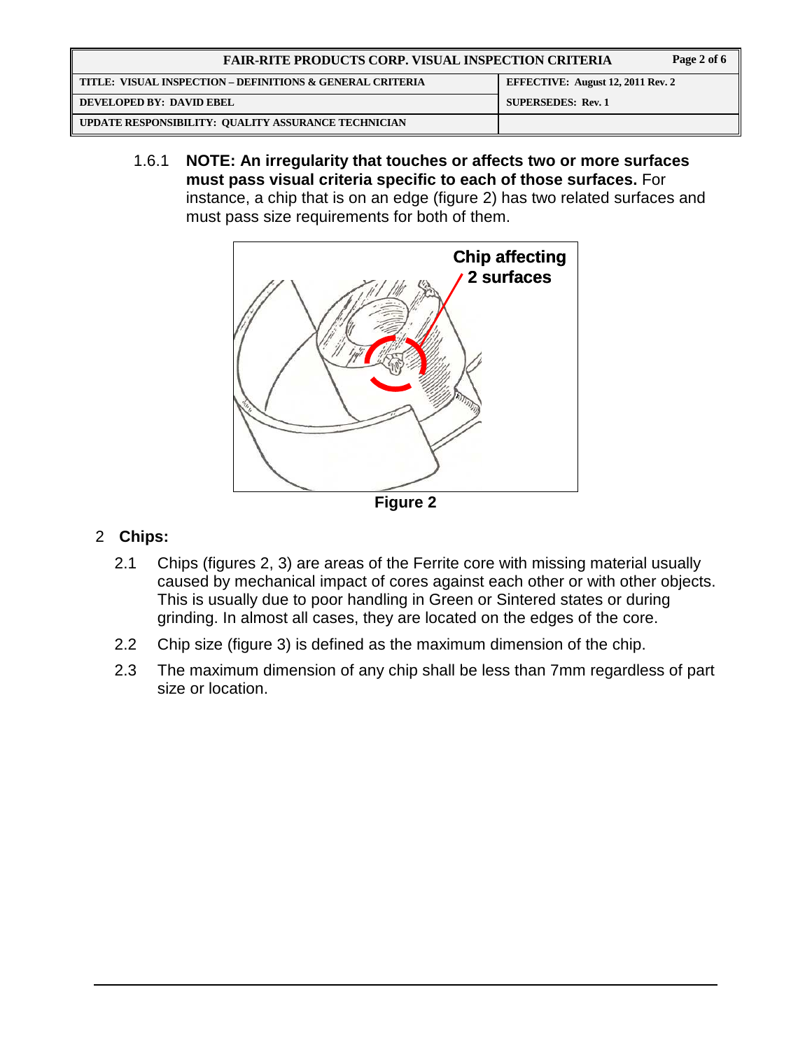1.6.1 **NOTE: An irregularity that touches or affects two or more surfaces must pass visual criteria specific to each of those surfaces.** For instance, a chip that is on an edge (figure 2) has two related surfaces and must pass size requirements for both of them.

**Figure 2**

## 2 Chips:

2.1 Chips (figures 2, 3) are areas of the Ferrite core with missing material usually caused by mechanical impact of cores against each other or with other objects. This is usually due to poor handling in Green or Sintered states or during grinding. In almost all cases, they are located on the edges of the core.

2.2 Chip size (figure 3) is defined as the maximum dimension of the chip.

2.3 The maximum dimension of any chip shall be less than 7mm regardless of part size or location.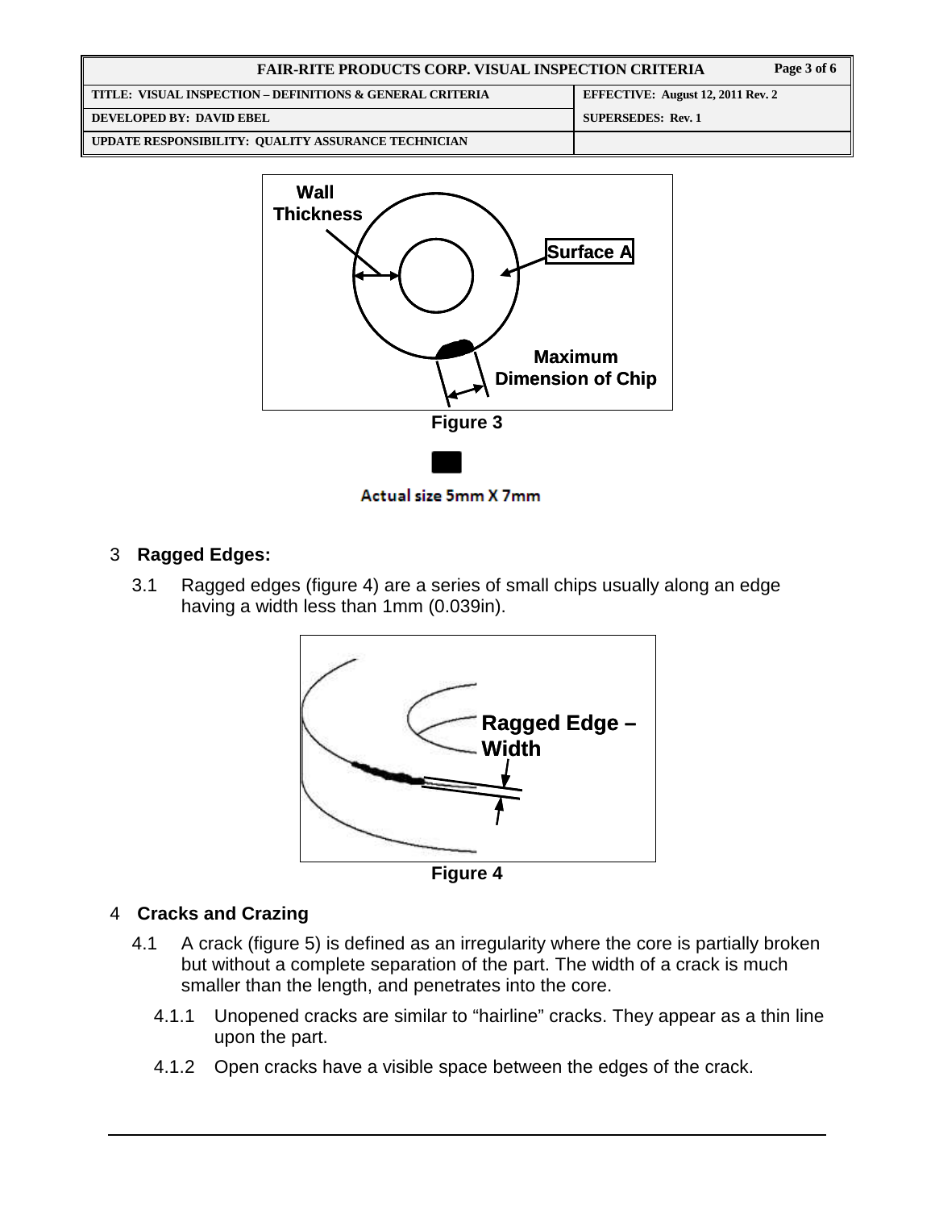Figure 3

Actual size 5mm X 7mm

## 3 Ragged Edges:

3.1 Ragged edges (figure 4) are a series of small chips usually along an edge having a width less than 1mm (0.039in).

Figure 4

## 4 Cracks and Crazing

4.1 A crack (figure 5) is defined as an irregularity where the core is partially broken but without a complete separation of the part. The width of a crack is much smaller than the length, and penetrates into the core.

4.1.1 Unopened cracks are similar to "hairline" cracks. They appear as a thin line upon the part.

4.1.2 Open cracks have a visible space between the edges of the crack.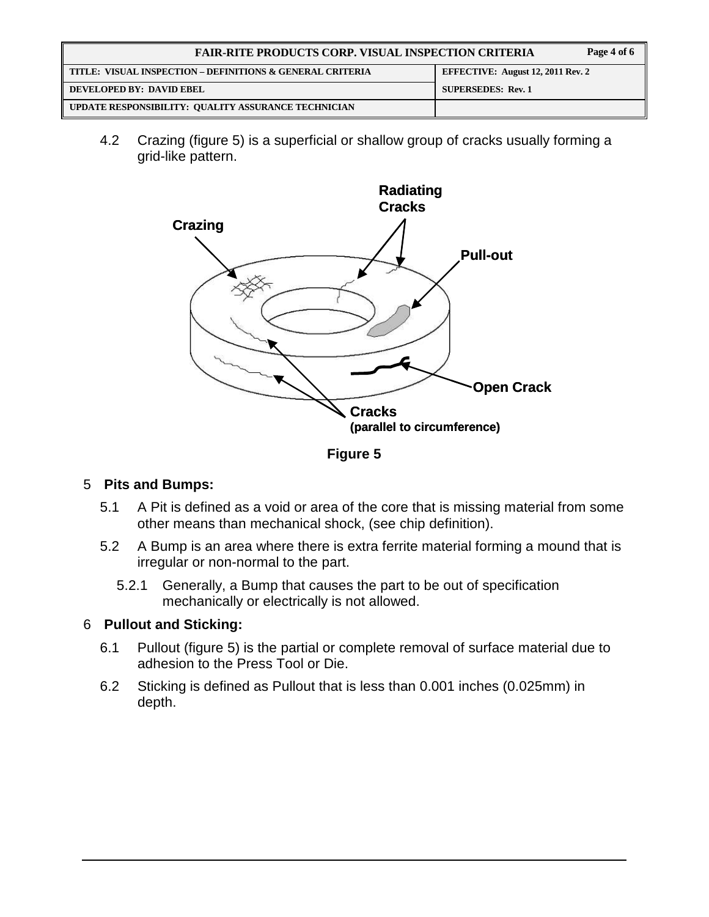4.2 Crazing (figure 5) is a superficial or shallow group of cracks usually forming a grid-like pattern.

Figure 5

## 5 Pits and Bumps:

5.1 A Pit is defined as a void or area of the core that is missing material from some other means than mechanical shock, (see chip definition).

5.2 A Bump is an area where there is extra ferrite material forming a mound that is irregular or non-normal to the part.

5.2.1 Generally, a Bump that causes the part to be out of specification mechanically or electrically is not allowed.

## 6 Pullout and Sticking:

6.1 Pullout (figure 5) is the partial or complete removal of surface material due to adhesion to the Press Tool or Die.

6.2 Sticking is defined as Pullout that is less than 0.001 inches (0.025mm) in depth.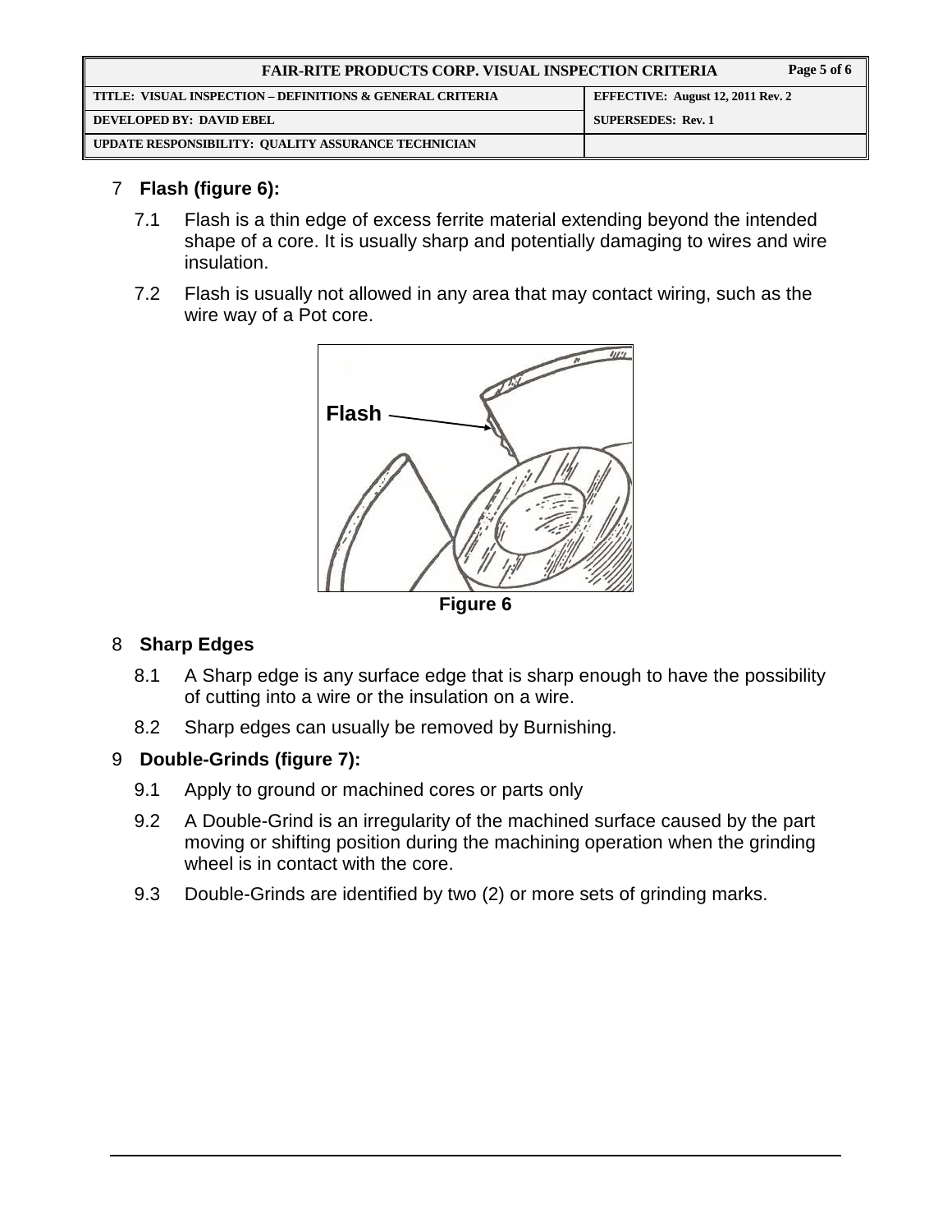## 7 Flash (figure 6):

7.1 Flash is a thin edge of excess ferrite material extending beyond the intended shape of a core. It is usually sharp and potentially damaging to wires and wire insulation.

7.2 Flash is usually not allowed in any area that may contact wiring, such as the wire way of a Pot core.

**Figure 6**

## 8 Sharp Edges

8.1 A Sharp edge is any surface edge that is sharp enough to have the possibility of cutting into a wire or the insulation on a wire.

8.2 Sharp edges can usually be removed by Burnishing.

## 9 Double-Grinds (figure 7):

9.1 Apply to ground or machined cores or parts only

9.2 A Double-Grind is an irregularity of the machined surface caused by the part moving or shifting position during the machining operation when the grinding wheel is in contact with the core.

9.3 Double-Grinds are identified by two (2) or more sets of grinding marks.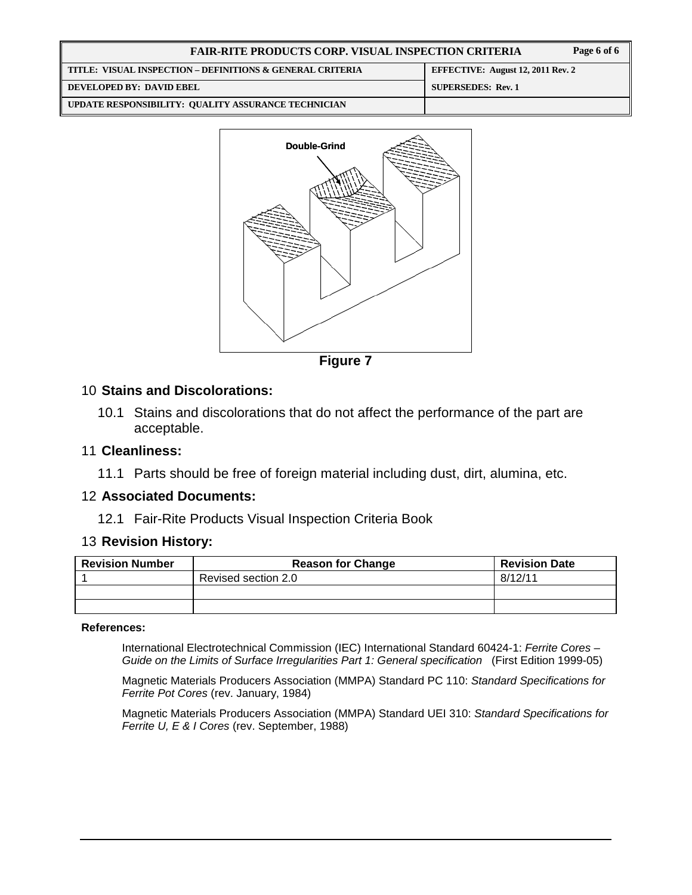Double-Grind

**Figure 7**

## 10 Stains and Discolorations:

10.1 Stains and discolorations that do not affect the performance of the part are acceptable.

## 11 Cleanliness:

11.1 Parts should be free of foreign material including dust, dirt, alumina, etc.

## 12 Associated Documents:

12.1 Fair-Rite Products Visual Inspection Criteria Book

## 13 Revision History:

| Revision Number | Reason for Change | Revision Date |
|---|---|---|
| 1 | Revised section 2.0 | 8/12/11 |
| | | |
| | | |

**References:**

International Electrotechnical Commission (IEC) International Standard 60424-1: *Ferrite Cores – Guide on the Limits of Surface Irregularities Part 1: General specification* (First Edition 1999-05)

Magnetic Materials Producers Association (MMPA) Standard PC 110: *Standard Specifications for Ferrite Pot Cores* (rev. January, 1984)

Magnetic Materials Producers Association (MMPA) Standard UEI 310: *Standard Specifications for Ferrite U, E & I Cores* (rev. September, 1988)